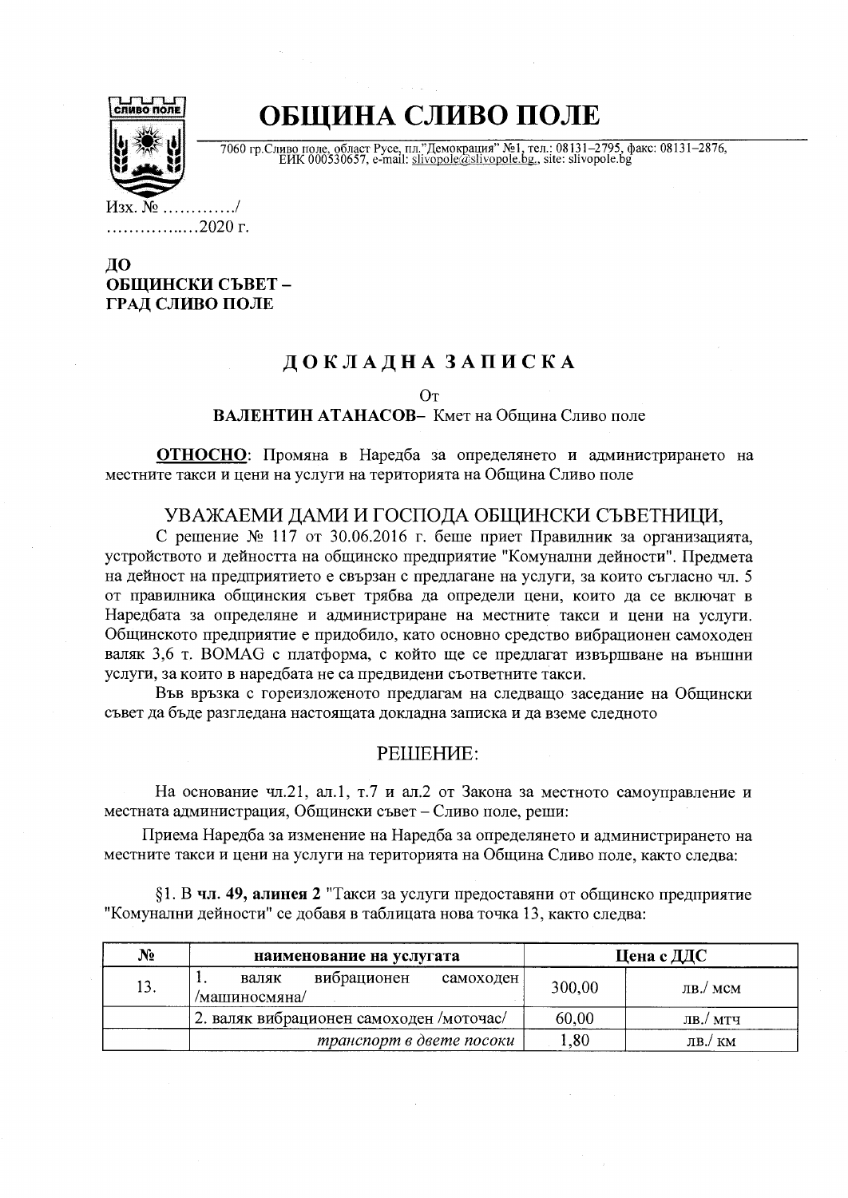# ОБЩИНА СЛИВО ПОЛЕ

7060 гр.Сливо поле, област Русе, пл."Демокрация" №1, тел.: 08131–2795, факс: 08131–2876, ЕИК 000530657, e-mail: slivopole@slivopole.bg, site: slivopole.bg

Изх. № ............/
...............2020 г.

**ДО**
**ОБЩИНСКИ СЪВЕТ –**
**ГРАД СЛИВО ПОЛЕ**

## ДОКЛАДНА ЗАПИСКА

От

**ВАЛЕНТИН АТАНАСОВ**– Кмет на Община Сливо поле

**<u>ОТНОСНО</u>**: Промяна в Наредба за определянето и администрирането на местните такси и цени на услуги на територията на Община Сливо поле

УВАЖАЕМИ ДАМИ И ГОСПОДА ОБЩИНСКИ СЪВЕТНИЦИ,

С решение № 117 от 30.06.2016 г. беше приет Правилник за организацията, устройството и дейността на общинско предприятие "Комунални дейности". Предмета на дейност на предприятието е свързан с предлагане на услуги, за които съгласно чл. 5 от правилника общинския съвет трябва да определи цени, които да се включат в Наредбата за определяне и администриране на местните такси и цени на услуги. Общинското предприятие е придобило, като основно средство вибрационен самоходен валяк 3,6 т. BOMAG с платформа, с който ще се предлагат извършване на външни услуги, за които в наредбата не са предвидени съответните такси.

Във връзка с гореизложеното предлагам на следващо заседание на Общински съвет да бъде разгледана настоящата докладна записка и да вземе следното

РЕШЕНИЕ:

На основание чл.21, ал.1, т.7 и ал.2 от Закона за местното самоуправление и местната администрация, Общински съвет – Сливо поле, реши:

Приема Наредба за изменение на Наредба за определянето и администрирането на местните такси и цени на услуги на територията на Община Сливо поле, както следва:

§1. В **чл. 49, алинея 2** "Такси за услуги предоставяни от общинско предприятие "Комунални дейности" се добавя в таблицата нова точка 13, както следва:

| **№** | **наименование на услугата** | **Цена с ДДС** | |
|---|---|---|---|
| 13. | 1. валяк вибрационен самоходен /машиносмяна/ | 300,00 | лв./ мсм |
| | 2. валяк вибрационен самоходен /моточас/ | 60,00 | лв./ мтч |
| | *транспорт в двете посоки* | 1,80 | лв./ км |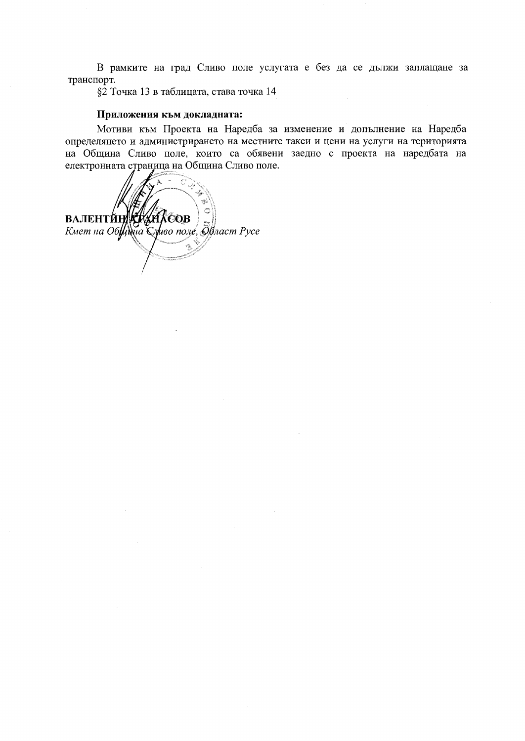В рамките на град Сливо поле услугата е без да се дължи заплащане за транспорт.

§2 Точка 13 в таблицата, става точка 14

**Приложения към докладната:**

Мотиви към Проекта на Наредба за изменение и допълнение на Наредба определянето и администрирането на местните такси и цени на услуги на територията на Община Сливо поле, които са обявени заедно с проекта на наредбата на електронната страница на Община Сливо поле.

**ВАЛЕНТИН АТАНАСОВ**

*Кмет на Община Сливо поле, Област Русе*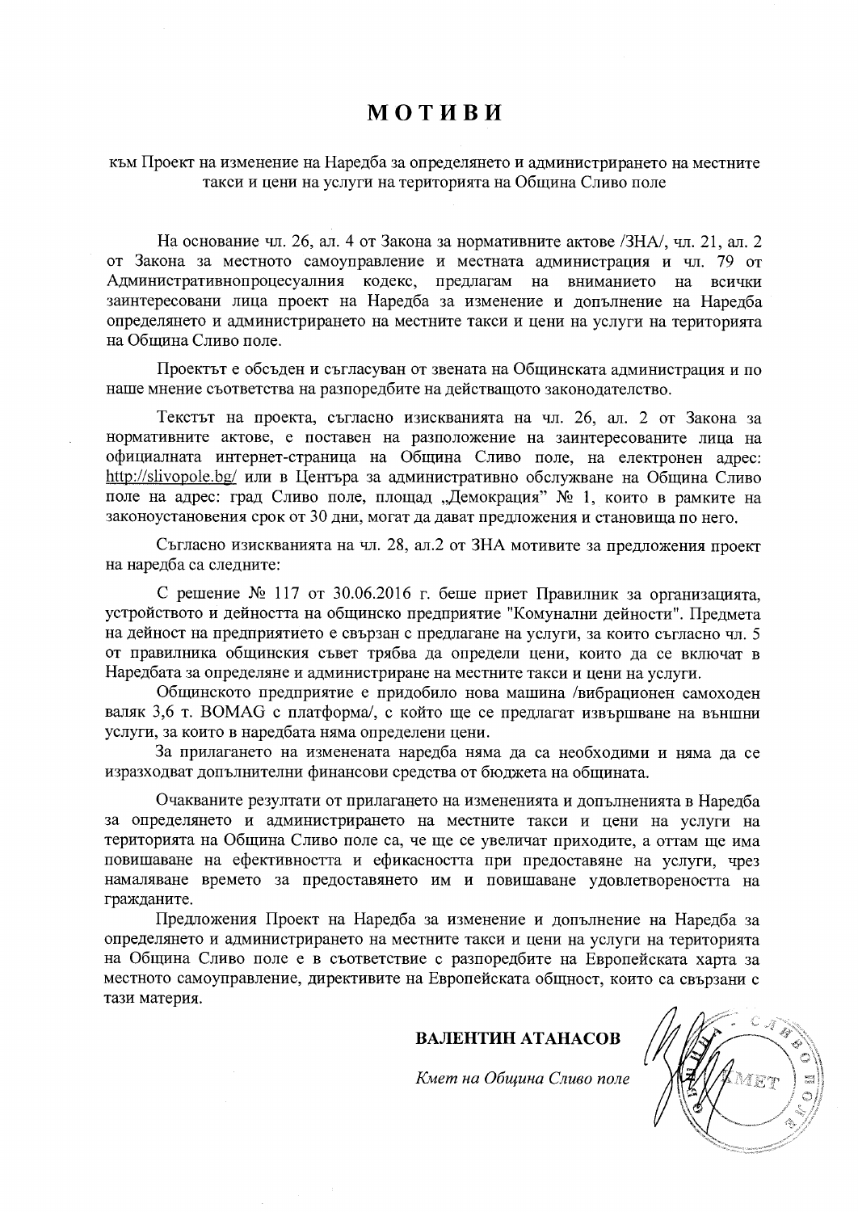# МОТИВИ

към Проект на изменение на Наредба за определянето и администрирането на местните такси и цени на услуги на територията на Община Сливо поле

На основание чл. 26, ал. 4 от Закона за нормативните актове /ЗНА/, чл. 21, ал. 2 от Закона за местното самоуправление и местната администрация и чл. 79 от Административнопроцесуалния кодекс, предлагам на вниманието на всички заинтересовани лица проект на Наредба за изменение и допълнение на Наредба определянето и администрирането на местните такси и цени на услуги на територията на Община Сливо поле.

Проектът е обсъден и съгласуван от звената на Общинската администрация и по наше мнение съответства на разпоредбите на действащото законодателство.

Текстът на проекта, съгласно изискванията на чл. 26, ал. 2 от Закона за нормативните актове, е поставен на разположение на заинтересованите лица на официалната интернет-страница на Община Сливо поле, на електронен адрес: http://slivopole.bg/ или в Центъра за административно обслужване на Община Сливо поле на адрес: град Сливо поле, площад „Демокрация" № 1, които в рамките на законоустановения срок от 30 дни, могат да дават предложения и становища по него.

Съгласно изискванията на чл. 28, ал.2 от ЗНА мотивите за предложения проект на наредба са следните:

С решение № 117 от 30.06.2016 г. беше приет Правилник за организацията, устройството и дейността на общинско предприятие "Комунални дейности". Предмета на дейност на предприятието е свързан с предлагане на услуги, за които съгласно чл. 5 от правилника общинския съвет трябва да определи цени, които да се включат в Наредбата за определяне и администриране на местните такси и цени на услуги.

Общинското предприятие е придобило нова машина /вибрационен самоходен валяк 3,6 т. BOMAG с платформа/, с който ще се предлагат извършване на външни услуги, за които в наредбата няма определени цени.

За прилагането на изменената наредба няма да са необходими и няма да се изразходват допълнителни финансови средства от бюджета на общината.

Очакваните резултати от прилагането на измененията и допълненията в Наредба за определянето и администрирането на местните такси и цени на услуги на територията на Община Сливо поле са, че ще се увеличат приходите, а оттам ще има повишаване на ефективността и ефикасността при предоставяне на услуги, чрез намаляване времето за предоставянето им и повишаване удовлетвореността на гражданите.

Предложения Проект на Наредба за изменение и допълнение на Наредба за определянето и администрирането на местните такси и цени на услуги на територията на Община Сливо поле е в съответствие с разпоредбите на Европейската харта за местното самоуправление, директивите на Европейската общност, които са свързани с тази материя.

**ВАЛЕНТИН АТАНАСОВ**

*Кмет на Община Сливо поле*